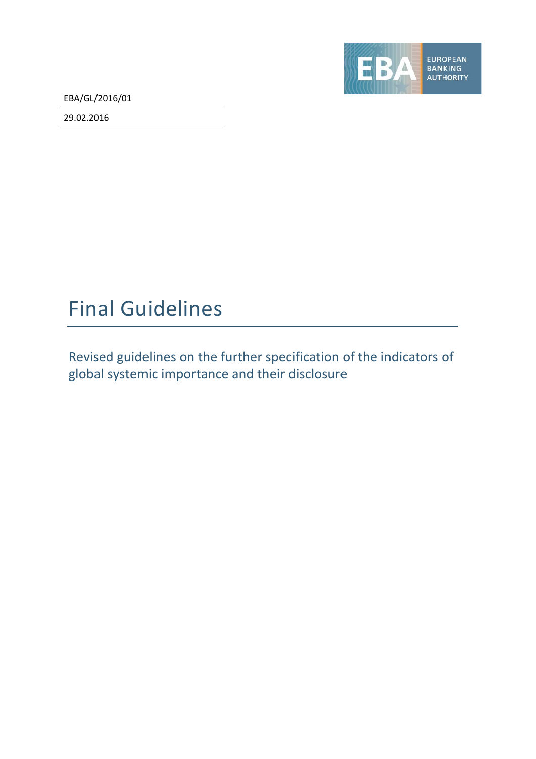EBA/GL/2016/01

29.02.2016

# Final Guidelines

## Revised guidelines on the further specification of the indicators of global systemic importance and their disclosure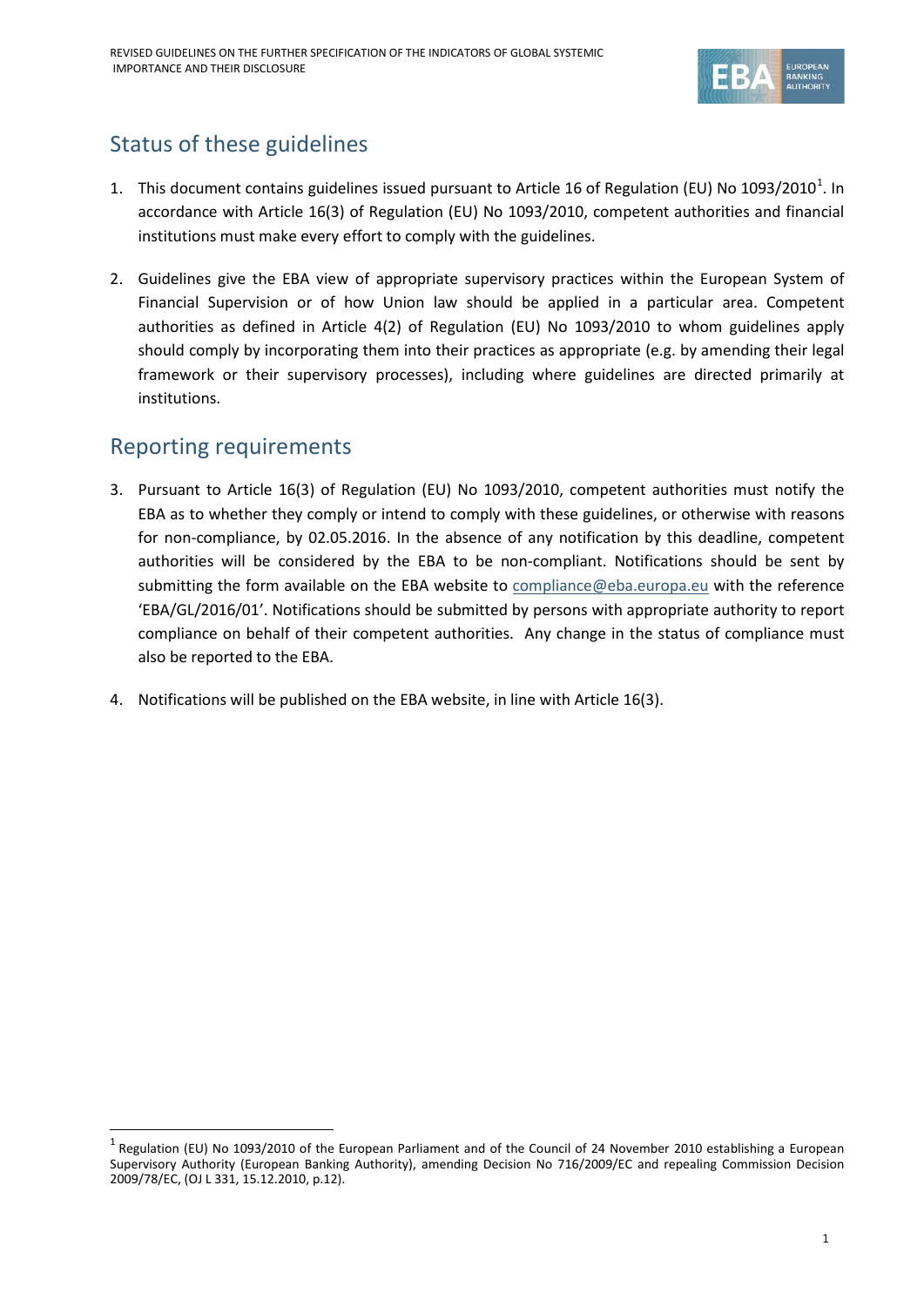## Status of these guidelines

1. This document contains guidelines issued pursuant to Article 16 of Regulation (EU) No 1093/2010[1]. In accordance with Article 16(3) of Regulation (EU) No 1093/2010, competent authorities and financial institutions must make every effort to comply with the guidelines.

2. Guidelines give the EBA view of appropriate supervisory practices within the European System of Financial Supervision or of how Union law should be applied in a particular area. Competent authorities as defined in Article 4(2) of Regulation (EU) No 1093/2010 to whom guidelines apply should comply by incorporating them into their practices as appropriate (e.g. by amending their legal framework or their supervisory processes), including where guidelines are directed primarily at institutions.

## Reporting requirements

3. Pursuant to Article 16(3) of Regulation (EU) No 1093/2010, competent authorities must notify the EBA as to whether they comply or intend to comply with these guidelines, or otherwise with reasons for non-compliance, by 02.05.2016. In the absence of any notification by this deadline, competent authorities will be considered by the EBA to be non-compliant. Notifications should be sent by submitting the form available on the EBA website to compliance@eba.europa.eu with the reference 'EBA/GL/2016/01'. Notifications should be submitted by persons with appropriate authority to report compliance on behalf of their competent authorities. Any change in the status of compliance must also be reported to the EBA.

4. Notifications will be published on the EBA website, in line with Article 16(3).

---

[1] Regulation (EU) No 1093/2010 of the European Parliament and of the Council of 24 November 2010 establishing a European Supervisory Authority (European Banking Authority), amending Decision No 716/2009/EC and repealing Commission Decision 2009/78/EC, (OJ L 331, 15.12.2010, p.12).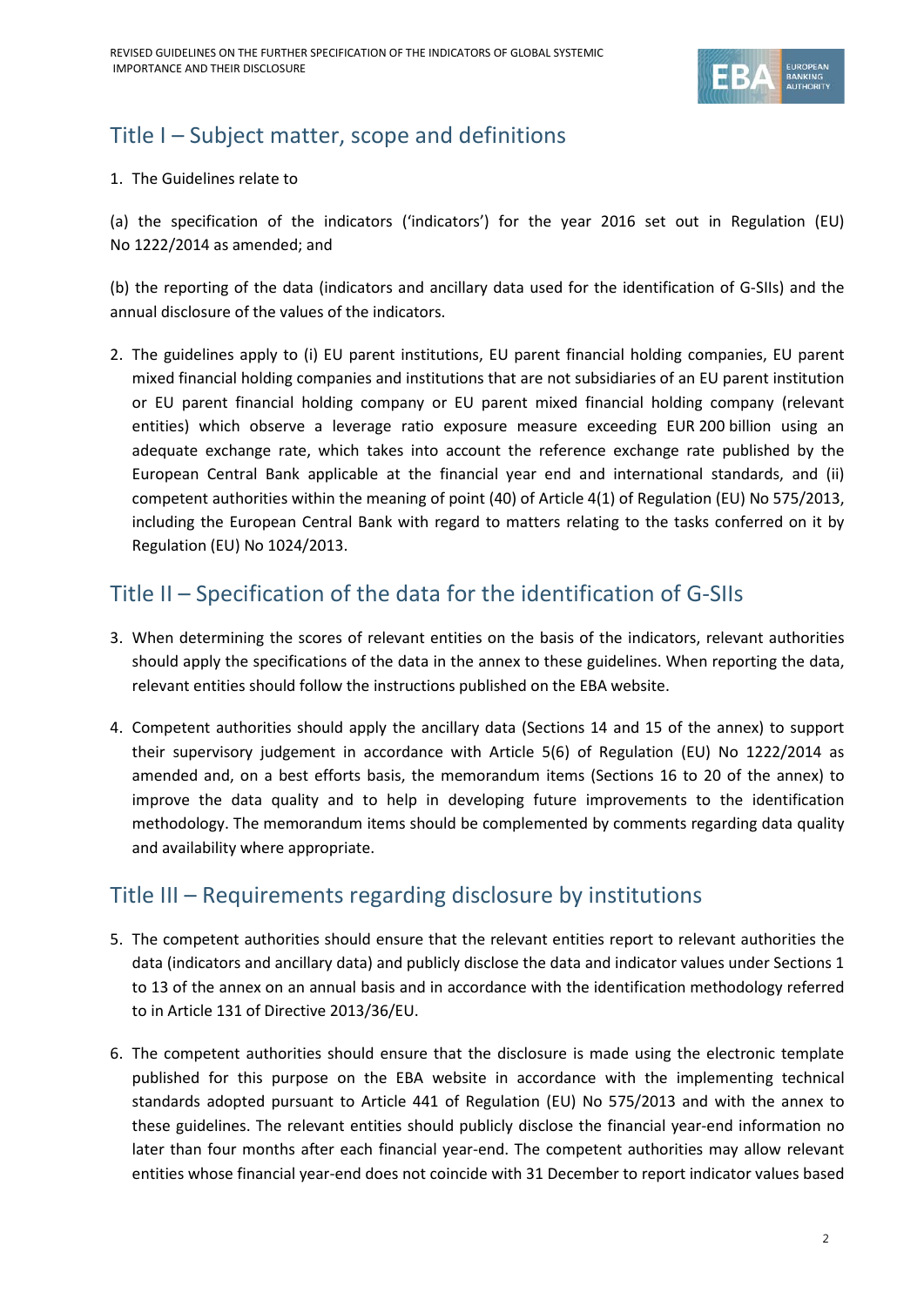## Title I – Subject matter, scope and definitions

1. The Guidelines relate to

(a) the specification of the indicators ('indicators') for the year 2016 set out in Regulation (EU) No 1222/2014 as amended; and

(b) the reporting of the data (indicators and ancillary data used for the identification of G-SIIs) and the annual disclosure of the values of the indicators.

2. The guidelines apply to (i) EU parent institutions, EU parent financial holding companies, EU parent mixed financial holding companies and institutions that are not subsidiaries of an EU parent institution or EU parent financial holding company or EU parent mixed financial holding company (relevant entities) which observe a leverage ratio exposure measure exceeding EUR 200 billion using an adequate exchange rate, which takes into account the reference exchange rate published by the European Central Bank applicable at the financial year end and international standards, and (ii) competent authorities within the meaning of point (40) of Article 4(1) of Regulation (EU) No 575/2013, including the European Central Bank with regard to matters relating to the tasks conferred on it by Regulation (EU) No 1024/2013.

## Title II – Specification of the data for the identification of G-SIIs

3. When determining the scores of relevant entities on the basis of the indicators, relevant authorities should apply the specifications of the data in the annex to these guidelines. When reporting the data, relevant entities should follow the instructions published on the EBA website.

4. Competent authorities should apply the ancillary data (Sections 14 and 15 of the annex) to support their supervisory judgement in accordance with Article 5(6) of Regulation (EU) No 1222/2014 as amended and, on a best efforts basis, the memorandum items (Sections 16 to 20 of the annex) to improve the data quality and to help in developing future improvements to the identification methodology. The memorandum items should be complemented by comments regarding data quality and availability where appropriate.

## Title III – Requirements regarding disclosure by institutions

5. The competent authorities should ensure that the relevant entities report to relevant authorities the data (indicators and ancillary data) and publicly disclose the data and indicator values under Sections 1 to 13 of the annex on an annual basis and in accordance with the identification methodology referred to in Article 131 of Directive 2013/36/EU.

6. The competent authorities should ensure that the disclosure is made using the electronic template published for this purpose on the EBA website in accordance with the implementing technical standards adopted pursuant to Article 441 of Regulation (EU) No 575/2013 and with the annex to these guidelines. The relevant entities should publicly disclose the financial year-end information no later than four months after each financial year-end. The competent authorities may allow relevant entities whose financial year-end does not coincide with 31 December to report indicator values based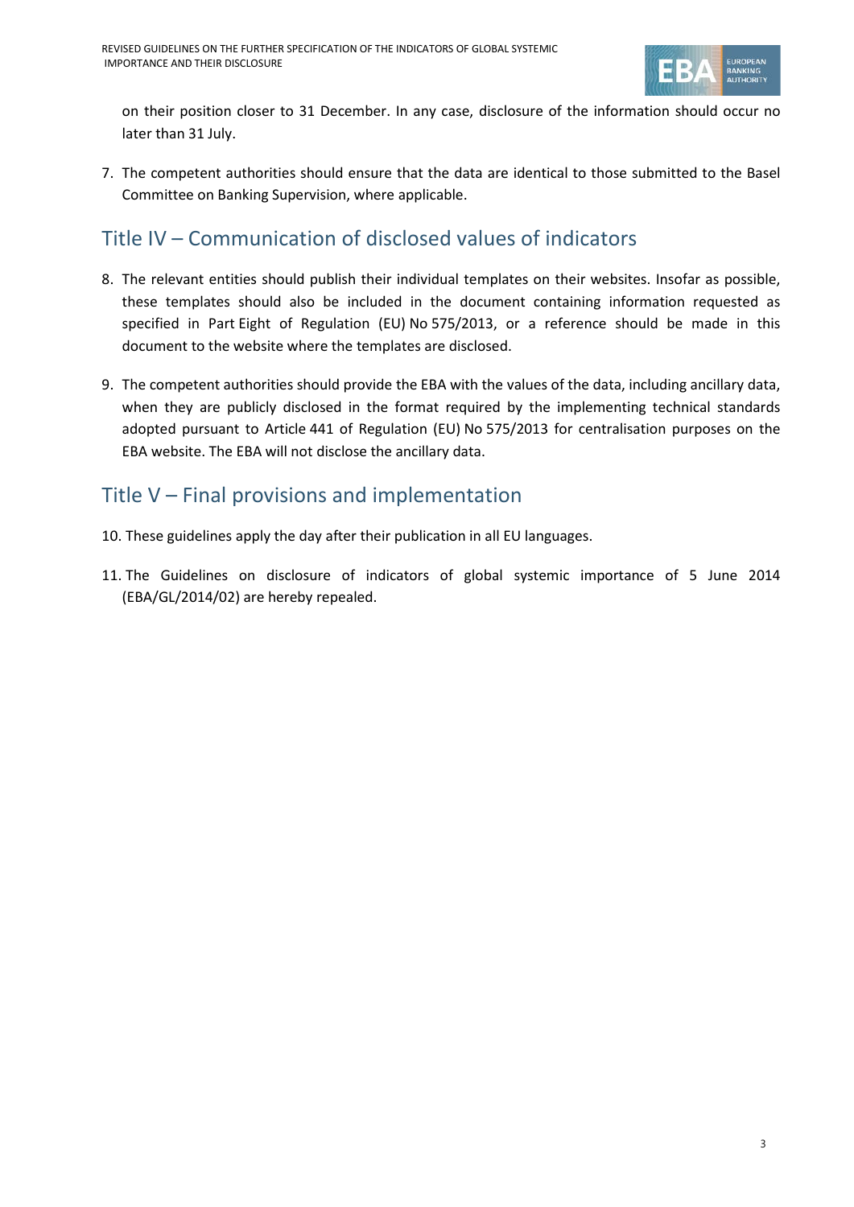on their position closer to 31 December. In any case, disclosure of the information should occur no later than 31 July.

7. The competent authorities should ensure that the data are identical to those submitted to the Basel Committee on Banking Supervision, where applicable.

## Title IV – Communication of disclosed values of indicators

8. The relevant entities should publish their individual templates on their websites. Insofar as possible, these templates should also be included in the document containing information requested as specified in Part Eight of Regulation (EU) No 575/2013, or a reference should be made in this document to the website where the templates are disclosed.

9. The competent authorities should provide the EBA with the values of the data, including ancillary data, when they are publicly disclosed in the format required by the implementing technical standards adopted pursuant to Article 441 of Regulation (EU) No 575/2013 for centralisation purposes on the EBA website. The EBA will not disclose the ancillary data.

## Title V – Final provisions and implementation

10. These guidelines apply the day after their publication in all EU languages.

11. The Guidelines on disclosure of indicators of global systemic importance of 5 June 2014 (EBA/GL/2014/02) are hereby repealed.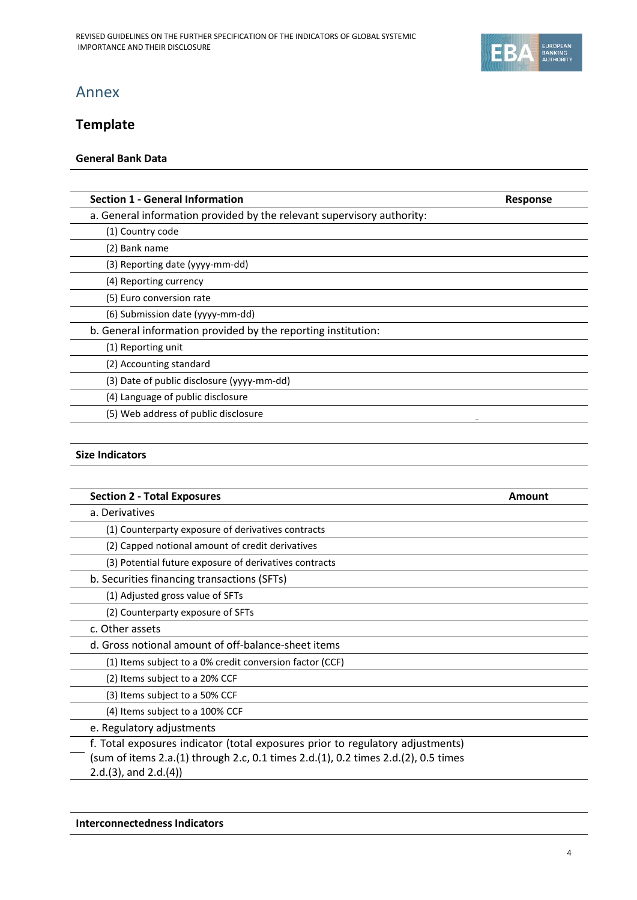# Annex

## Template

**General Bank Data**

| Section 1 - General Information | Response |
|---|---|
| a. General information provided by the relevant supervisory authority: | |
| (1) Country code | |
| (2) Bank name | |
| (3) Reporting date (yyyy-mm-dd) | |
| (4) Reporting currency | |
| (5) Euro conversion rate | |
| (6) Submission date (yyyy-mm-dd) | |
| b. General information provided by the reporting institution: | |
| (1) Reporting unit | |
| (2) Accounting standard | |
| (3) Date of public disclosure (yyyy-mm-dd) | |
| (4) Language of public disclosure | |
| (5) Web address of public disclosure | |

**Size Indicators**

| Section 2 - Total Exposures | Amount |
|---|---|
| a. Derivatives | |
| (1) Counterparty exposure of derivatives contracts | |
| (2) Capped notional amount of credit derivatives | |
| (3) Potential future exposure of derivatives contracts | |
| b. Securities financing transactions (SFTs) | |
| (1) Adjusted gross value of SFTs | |
| (2) Counterparty exposure of SFTs | |
| c. Other assets | |
| d. Gross notional amount of off-balance-sheet items | |
| (1) Items subject to a 0% credit conversion factor (CCF) | |
| (2) Items subject to a 20% CCF | |
| (3) Items subject to a 50% CCF | |
| (4) Items subject to a 100% CCF | |
| e. Regulatory adjustments | |
| f. Total exposures indicator (total exposures prior to regulatory adjustments) (sum of items 2.a.(1) through 2.c, 0.1 times 2.d.(1), 0.2 times 2.d.(2), 0.5 times 2.d.(3), and 2.d.(4)) | |

**Interconnectedness Indicators**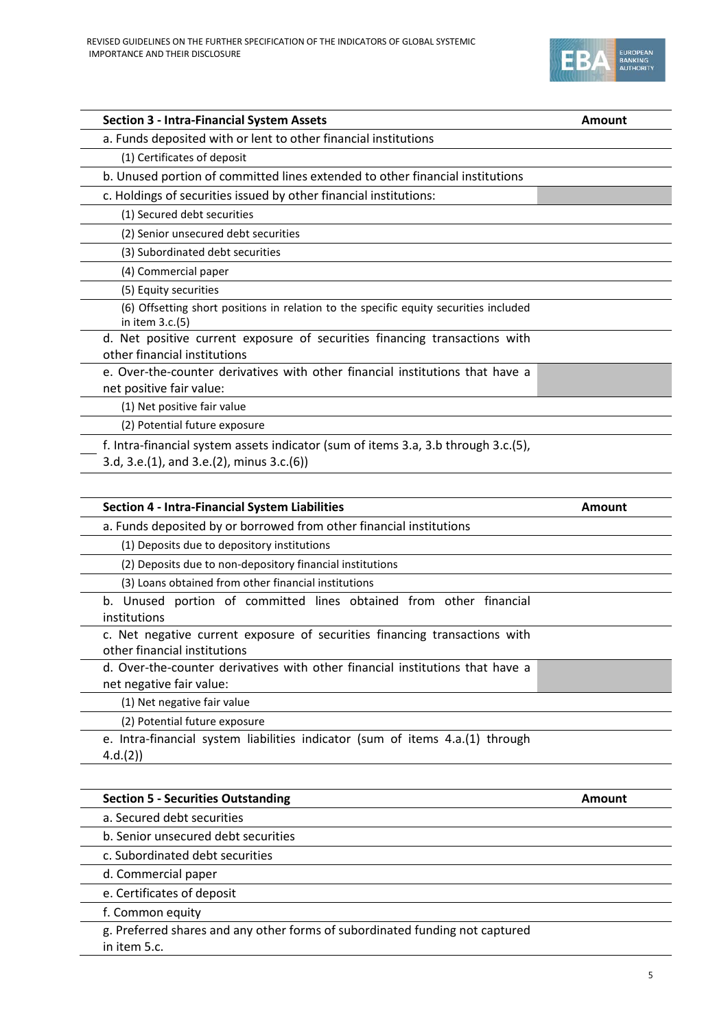| Section 3 - Intra-Financial System Assets | Amount |
| --- | --- |
| a. Funds deposited with or lent to other financial institutions | |
| (1) Certificates of deposit | |
| b. Unused portion of committed lines extended to other financial institutions | |
| c. Holdings of securities issued by other financial institutions: | |
| (1) Secured debt securities | |
| (2) Senior unsecured debt securities | |
| (3) Subordinated debt securities | |
| (4) Commercial paper | |
| (5) Equity securities | |
| (6) Offsetting short positions in relation to the specific equity securities included in item 3.c.(5) | |
| d. Net positive current exposure of securities financing transactions with other financial institutions | |
| e. Over-the-counter derivatives with other financial institutions that have a net positive fair value: | |
| (1) Net positive fair value | |
| (2) Potential future exposure | |
| f. Intra-financial system assets indicator (sum of items 3.a, 3.b through 3.c.(5), 3.d, 3.e.(1), and 3.e.(2), minus 3.c.(6)) | |

| Section 4 - Intra-Financial System Liabilities | Amount |
| --- | --- |
| a. Funds deposited by or borrowed from other financial institutions | |
| (1) Deposits due to depository institutions | |
| (2) Deposits due to non-depository financial institutions | |
| (3) Loans obtained from other financial institutions | |
| b. Unused portion of committed lines obtained from other financial institutions | |
| c. Net negative current exposure of securities financing transactions with other financial institutions | |
| d. Over-the-counter derivatives with other financial institutions that have a net negative fair value: | |
| (1) Net negative fair value | |
| (2) Potential future exposure | |
| e. Intra-financial system liabilities indicator (sum of items 4.a.(1) through 4.d.(2)) | |

| Section 5 - Securities Outstanding | Amount |
| --- | --- |
| a. Secured debt securities | |
| b. Senior unsecured debt securities | |
| c. Subordinated debt securities | |
| d. Commercial paper | |
| e. Certificates of deposit | |
| f. Common equity | |
| g. Preferred shares and any other forms of subordinated funding not captured in item 5.c. | |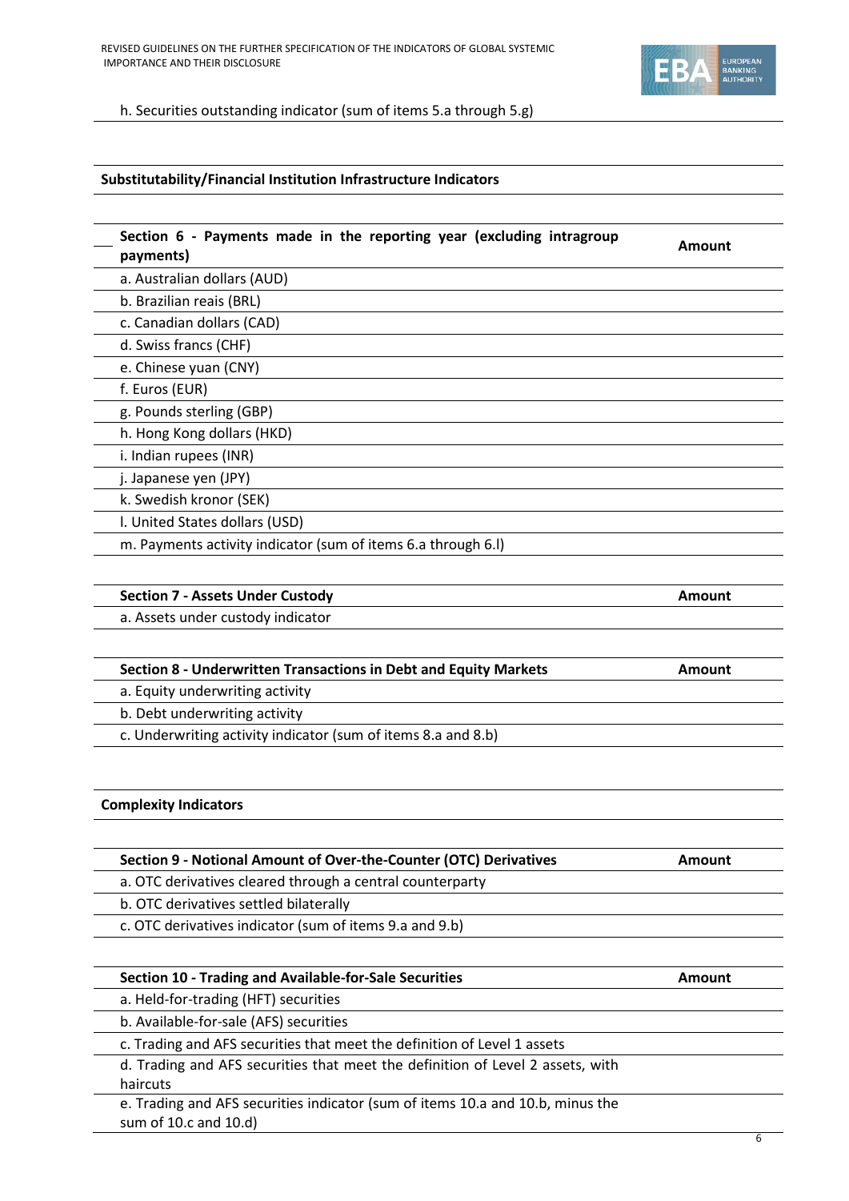h. Securities outstanding indicator (sum of items 5.a through 5.g)

**Substitutability/Financial Institution Infrastructure Indicators**

| Section 6 - Payments made in the reporting year (excluding intragroup payments) | Amount |
|---|---|
| a. Australian dollars (AUD) | |
| b. Brazilian reais (BRL) | |
| c. Canadian dollars (CAD) | |
| d. Swiss francs (CHF) | |
| e. Chinese yuan (CNY) | |
| f. Euros (EUR) | |
| g. Pounds sterling (GBP) | |
| h. Hong Kong dollars (HKD) | |
| i. Indian rupees (INR) | |
| j. Japanese yen (JPY) | |
| k. Swedish kronor (SEK) | |
| l. United States dollars (USD) | |
| m. Payments activity indicator (sum of items 6.a through 6.l) | |

| Section 7 - Assets Under Custody | Amount |
|---|---|
| a. Assets under custody indicator | |

| Section 8 - Underwritten Transactions in Debt and Equity Markets | Amount |
|---|---|
| a. Equity underwriting activity | |
| b. Debt underwriting activity | |
| c. Underwriting activity indicator (sum of items 8.a and 8.b) | |

**Complexity Indicators**

| Section 9 - Notional Amount of Over-the-Counter (OTC) Derivatives | Amount |
|---|---|
| a. OTC derivatives cleared through a central counterparty | |
| b. OTC derivatives settled bilaterally | |
| c. OTC derivatives indicator (sum of items 9.a and 9.b) | |

| Section 10 - Trading and Available-for-Sale Securities | Amount |
|---|---|
| a. Held-for-trading (HFT) securities | |
| b. Available-for-sale (AFS) securities | |
| c. Trading and AFS securities that meet the definition of Level 1 assets | |
| d. Trading and AFS securities that meet the definition of Level 2 assets, with haircuts | |
| e. Trading and AFS securities indicator (sum of items 10.a and 10.b, minus the sum of 10.c and 10.d) | |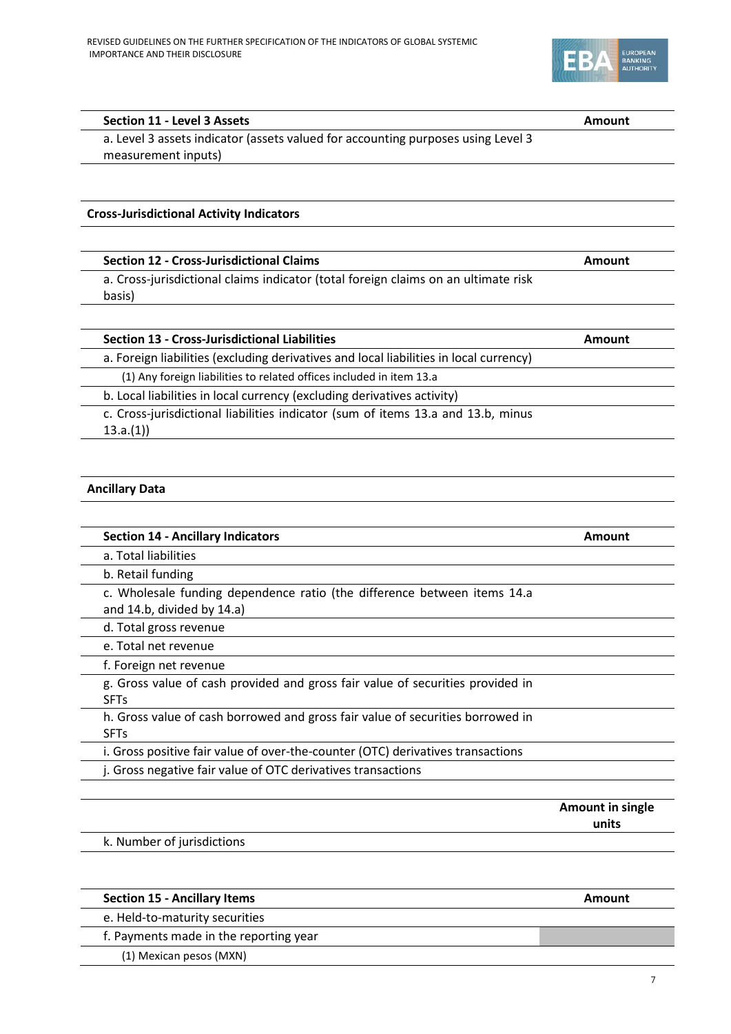| Section 11 - Level 3 Assets | Amount |
|---|---|
| a. Level 3 assets indicator (assets valued for accounting purposes using Level 3 measurement inputs) | |

**Cross-Jurisdictional Activity Indicators**

| Section 12 - Cross-Jurisdictional Claims | Amount |
|---|---|
| a. Cross-jurisdictional claims indicator (total foreign claims on an ultimate risk basis) | |

| Section 13 - Cross-Jurisdictional Liabilities | Amount |
|---|---|
| a. Foreign liabilities (excluding derivatives and local liabilities in local currency) | |
| (1) Any foreign liabilities to related offices included in item 13.a | |
| b. Local liabilities in local currency (excluding derivatives activity) | |
| c. Cross-jurisdictional liabilities indicator (sum of items 13.a and 13.b, minus 13.a.(1)) | |

**Ancillary Data**

| Section 14 - Ancillary Indicators | Amount |
|---|---|
| a. Total liabilities | |
| b. Retail funding | |
| c. Wholesale funding dependence ratio (the difference between items 14.a and 14.b, divided by 14.a) | |
| d. Total gross revenue | |
| e. Total net revenue | |
| f. Foreign net revenue | |
| g. Gross value of cash provided and gross fair value of securities provided in SFTs | |
| h. Gross value of cash borrowed and gross fair value of securities borrowed in SFTs | |
| i. Gross positive fair value of over-the-counter (OTC) derivatives transactions | |
| j. Gross negative fair value of OTC derivatives transactions | |
| | **Amount in single units** |
| k. Number of jurisdictions | |

| Section 15 - Ancillary Items | Amount |
|---|---|
| e. Held-to-maturity securities | |
| f. Payments made in the reporting year | |
| (1) Mexican pesos (MXN) | |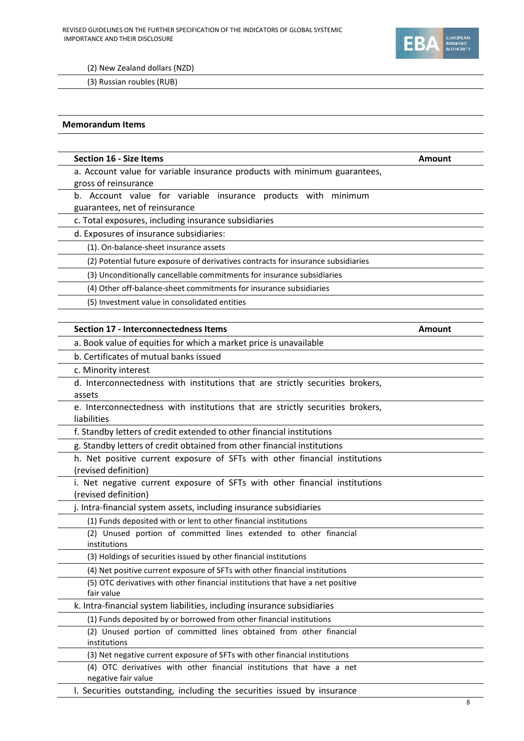| | |
|---|---|
| (2) New Zealand dollars (NZD) | |
| (3) Russian roubles (RUB) | |

**Memorandum Items**

| Section 16 - Size Items | Amount |
|---|---|
| a. Account value for variable insurance products with minimum guarantees, gross of reinsurance | |
| b. Account value for variable insurance products with minimum guarantees, net of reinsurance | |
| c. Total exposures, including insurance subsidiaries | |
| d. Exposures of insurance subsidiaries: | |
| (1). On-balance-sheet insurance assets | |
| (2) Potential future exposure of derivatives contracts for insurance subsidiaries | |
| (3) Unconditionally cancellable commitments for insurance subsidiaries | |
| (4) Other off-balance-sheet commitments for insurance subsidiaries | |
| (5) Investment value in consolidated entities | |

| Section 17 - Interconnectedness Items | Amount |
|---|---|
| a. Book value of equities for which a market price is unavailable | |
| b. Certificates of mutual banks issued | |
| c. Minority interest | |
| d. Interconnectedness with institutions that are strictly securities brokers, assets | |
| e. Interconnectedness with institutions that are strictly securities brokers, liabilities | |
| f. Standby letters of credit extended to other financial institutions | |
| g. Standby letters of credit obtained from other financial institutions | |
| h. Net positive current exposure of SFTs with other financial institutions (revised definition) | |
| i. Net negative current exposure of SFTs with other financial institutions (revised definition) | |
| j. Intra-financial system assets, including insurance subsidiaries | |
| (1) Funds deposited with or lent to other financial institutions | |
| (2) Unused portion of committed lines extended to other financial institutions | |
| (3) Holdings of securities issued by other financial institutions | |
| (4) Net positive current exposure of SFTs with other financial institutions | |
| (5) OTC derivatives with other financial institutions that have a net positive fair value | |
| k. Intra-financial system liabilities, including insurance subsidiaries | |
| (1) Funds deposited by or borrowed from other financial institutions | |
| (2) Unused portion of committed lines obtained from other financial institutions | |
| (3) Net negative current exposure of SFTs with other financial institutions | |
| (4) OTC derivatives with other financial institutions that have a net negative fair value | |
| l. Securities outstanding, including the securities issued by insurance | |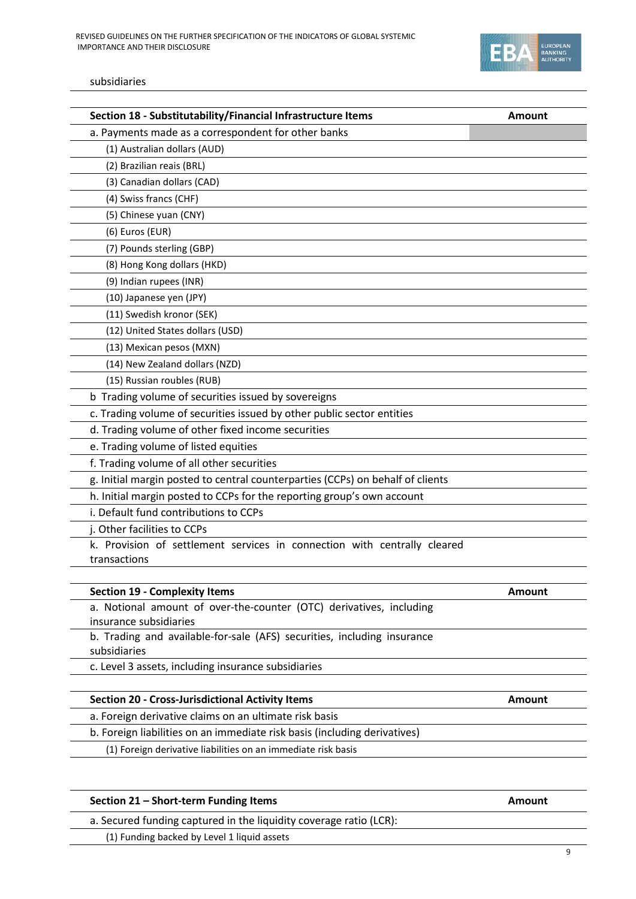subsidiaries

| Section 18 - Substitutability/Financial Infrastructure Items | Amount |
|---|---|
| a. Payments made as a correspondent for other banks | |
| (1) Australian dollars (AUD) | |
| (2) Brazilian reais (BRL) | |
| (3) Canadian dollars (CAD) | |
| (4) Swiss francs (CHF) | |
| (5) Chinese yuan (CNY) | |
| (6) Euros (EUR) | |
| (7) Pounds sterling (GBP) | |
| (8) Hong Kong dollars (HKD) | |
| (9) Indian rupees (INR) | |
| (10) Japanese yen (JPY) | |
| (11) Swedish kronor (SEK) | |
| (12) United States dollars (USD) | |
| (13) Mexican pesos (MXN) | |
| (14) New Zealand dollars (NZD) | |
| (15) Russian roubles (RUB) | |
| b Trading volume of securities issued by sovereigns | |
| c. Trading volume of securities issued by other public sector entities | |
| d. Trading volume of other fixed income securities | |
| e. Trading volume of listed equities | |
| f. Trading volume of all other securities | |
| g. Initial margin posted to central counterparties (CCPs) on behalf of clients | |
| h. Initial margin posted to CCPs for the reporting group's own account | |
| i. Default fund contributions to CCPs | |
| j. Other facilities to CCPs | |
| k. Provision of settlement services in connection with centrally cleared transactions | |

| Section 19 - Complexity Items | Amount |
|---|---|
| a. Notional amount of over-the-counter (OTC) derivatives, including insurance subsidiaries | |
| b. Trading and available-for-sale (AFS) securities, including insurance subsidiaries | |
| c. Level 3 assets, including insurance subsidiaries | |

| Section 20 - Cross-Jurisdictional Activity Items | Amount |
|---|---|
| a. Foreign derivative claims on an ultimate risk basis | |
| b. Foreign liabilities on an immediate risk basis (including derivatives) | |
| (1) Foreign derivative liabilities on an immediate risk basis | |

| Section 21 – Short-term Funding Items | Amount |
|---|---|
| a. Secured funding captured in the liquidity coverage ratio (LCR): | |
| (1) Funding backed by Level 1 liquid assets | |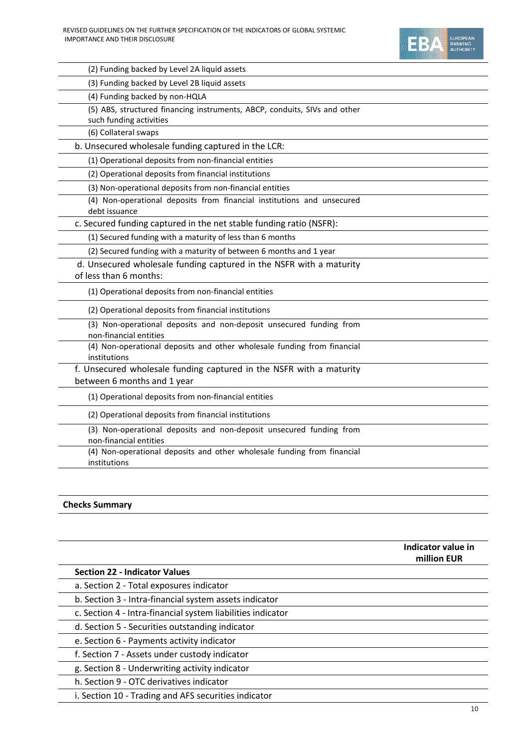| | |
|---|---|
| (2) Funding backed by Level 2A liquid assets | |
| (3) Funding backed by Level 2B liquid assets | |
| (4) Funding backed by non-HQLA | |
| (5) ABS, structured financing instruments, ABCP, conduits, SIVs and other such funding activities | |
| (6) Collateral swaps | |
| b. Unsecured wholesale funding captured in the LCR: | |
| (1) Operational deposits from non-financial entities | |
| (2) Operational deposits from financial institutions | |
| (3) Non-operational deposits from non-financial entities | |
| (4) Non-operational deposits from financial institutions and unsecured debt issuance | |
| c. Secured funding captured in the net stable funding ratio (NSFR): | |
| (1) Secured funding with a maturity of less than 6 months | |
| (2) Secured funding with a maturity of between 6 months and 1 year | |
| d. Unsecured wholesale funding captured in the NSFR with a maturity of less than 6 months: | |
| (1) Operational deposits from non-financial entities | |
| (2) Operational deposits from financial institutions | |
| (3) Non-operational deposits and non-deposit unsecured funding from non-financial entities | |
| (4) Non-operational deposits and other wholesale funding from financial institutions | |
| f. Unsecured wholesale funding captured in the NSFR with a maturity between 6 months and 1 year | |
| (1) Operational deposits from non-financial entities | |
| (2) Operational deposits from financial institutions | |
| (3) Non-operational deposits and non-deposit unsecured funding from non-financial entities | |
| (4) Non-operational deposits and other wholesale funding from financial institutions | |

**Checks Summary**

| | Indicator value in million EUR |
|---|---|
| **Section 22 - Indicator Values** | |
| a. Section 2 - Total exposures indicator | |
| b. Section 3 - Intra-financial system assets indicator | |
| c. Section 4 - Intra-financial system liabilities indicator | |
| d. Section 5 - Securities outstanding indicator | |
| e. Section 6 - Payments activity indicator | |
| f. Section 7 - Assets under custody indicator | |
| g. Section 8 - Underwriting activity indicator | |
| h. Section 9 - OTC derivatives indicator | |
| i. Section 10 - Trading and AFS securities indicator | |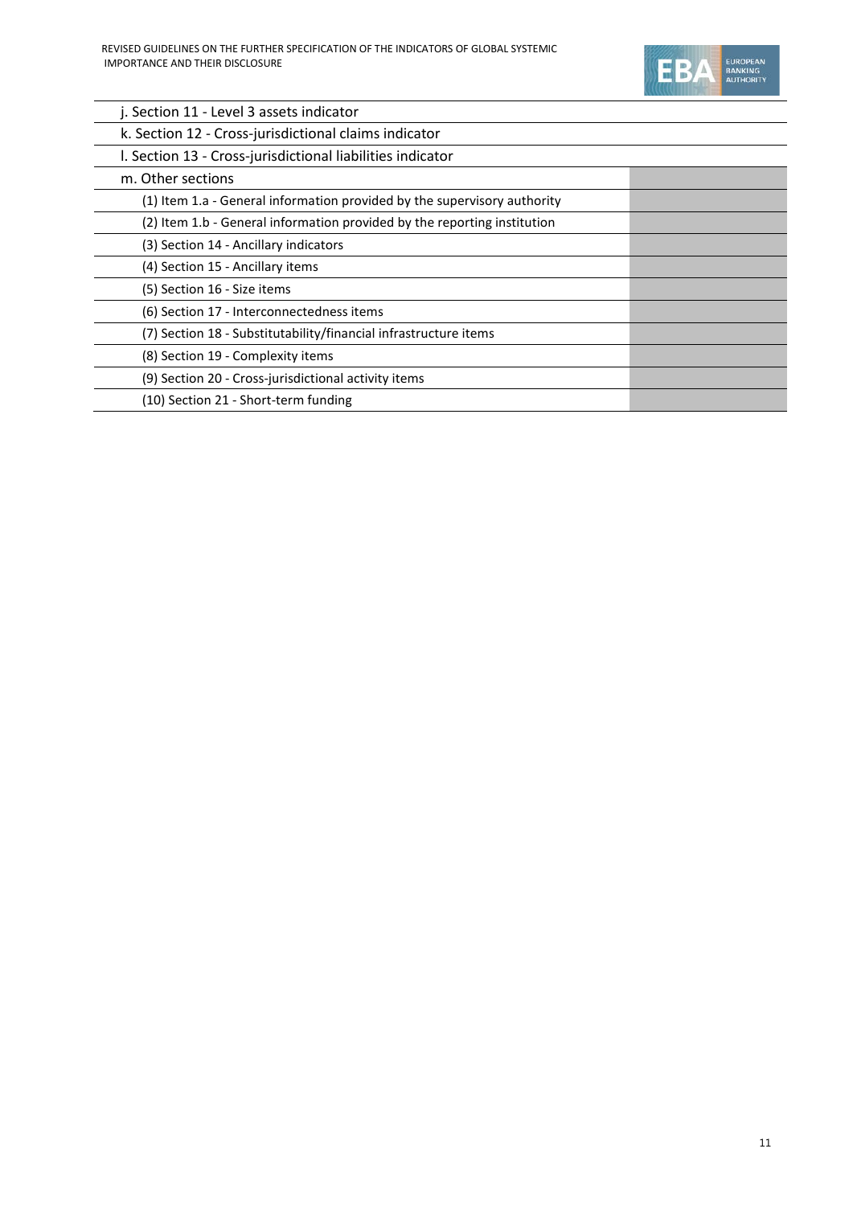| | |
|---|---|
| j. Section 11 - Level 3 assets indicator | |
| k. Section 12 - Cross-jurisdictional claims indicator | |
| l. Section 13 - Cross-jurisdictional liabilities indicator | |
| m. Other sections | |
| (1) Item 1.a - General information provided by the supervisory authority | |
| (2) Item 1.b - General information provided by the reporting institution | |
| (3) Section 14 - Ancillary indicators | |
| (4) Section 15 - Ancillary items | |
| (5) Section 16 - Size items | |
| (6) Section 17 - Interconnectedness items | |
| (7) Section 18 - Substitutability/financial infrastructure items | |
| (8) Section 19 - Complexity items | |
| (9) Section 20 - Cross-jurisdictional activity items | |
| (10) Section 21 - Short-term funding | |